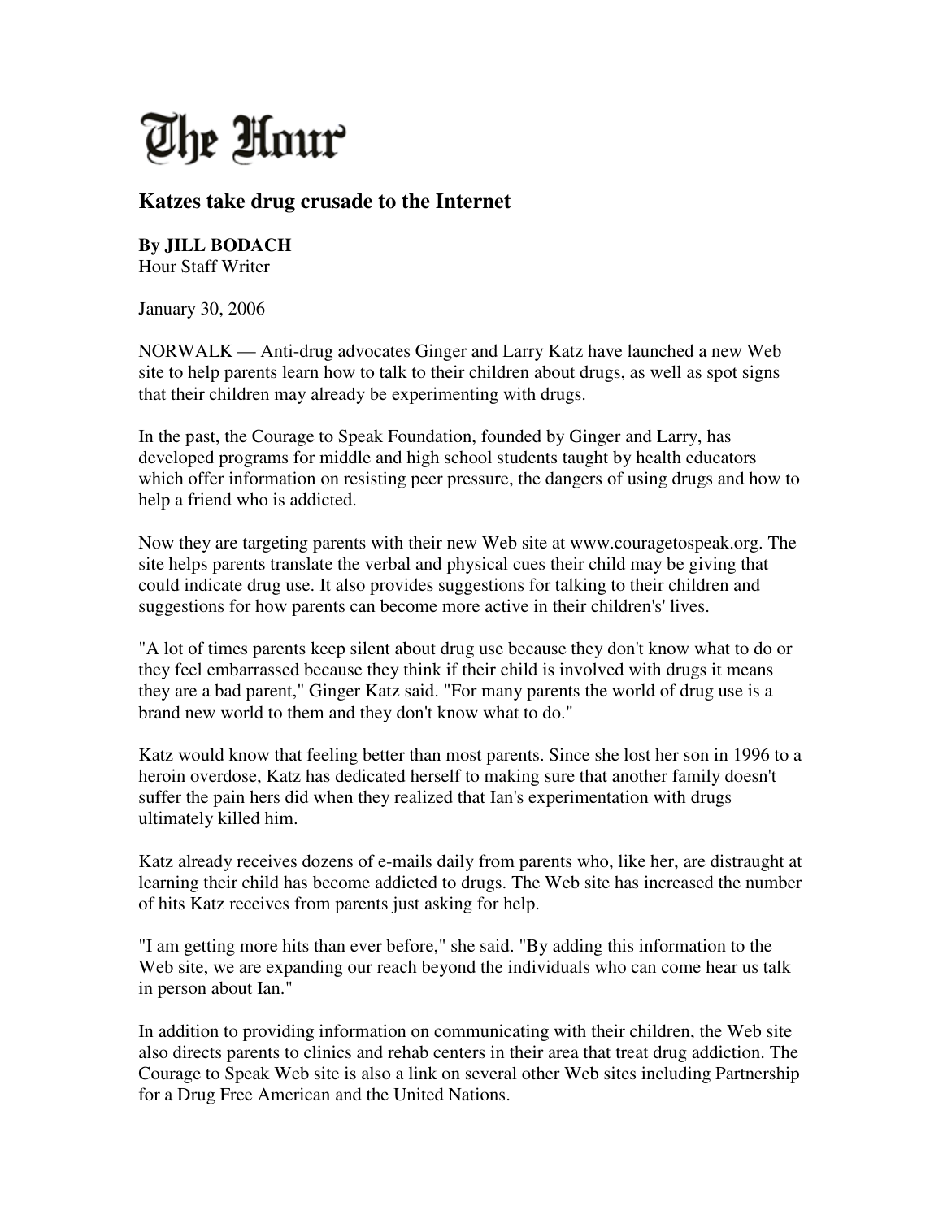# The Hour

## Katzes take drug crusade to the Internet

**By JILL BODACH**
Hour Staff Writer

January 30, 2006

NORWALK — Anti-drug advocates Ginger and Larry Katz have launched a new Web site to help parents learn how to talk to their children about drugs, as well as spot signs that their children may already be experimenting with drugs.

In the past, the Courage to Speak Foundation, founded by Ginger and Larry, has developed programs for middle and high school students taught by health educators which offer information on resisting peer pressure, the dangers of using drugs and how to help a friend who is addicted.

Now they are targeting parents with their new Web site at www.couragetospeak.org. The site helps parents translate the verbal and physical cues their child may be giving that could indicate drug use. It also provides suggestions for talking to their children and suggestions for how parents can become more active in their children's' lives.

"A lot of times parents keep silent about drug use because they don't know what to do or they feel embarrassed because they think if their child is involved with drugs it means they are a bad parent," Ginger Katz said. "For many parents the world of drug use is a brand new world to them and they don't know what to do."

Katz would know that feeling better than most parents. Since she lost her son in 1996 to a heroin overdose, Katz has dedicated herself to making sure that another family doesn't suffer the pain hers did when they realized that Ian's experimentation with drugs ultimately killed him.

Katz already receives dozens of e-mails daily from parents who, like her, are distraught at learning their child has become addicted to drugs. The Web site has increased the number of hits Katz receives from parents just asking for help.

"I am getting more hits than ever before," she said. "By adding this information to the Web site, we are expanding our reach beyond the individuals who can come hear us talk in person about Ian."

In addition to providing information on communicating with their children, the Web site also directs parents to clinics and rehab centers in their area that treat drug addiction. The Courage to Speak Web site is also a link on several other Web sites including Partnership for a Drug Free American and the United Nations.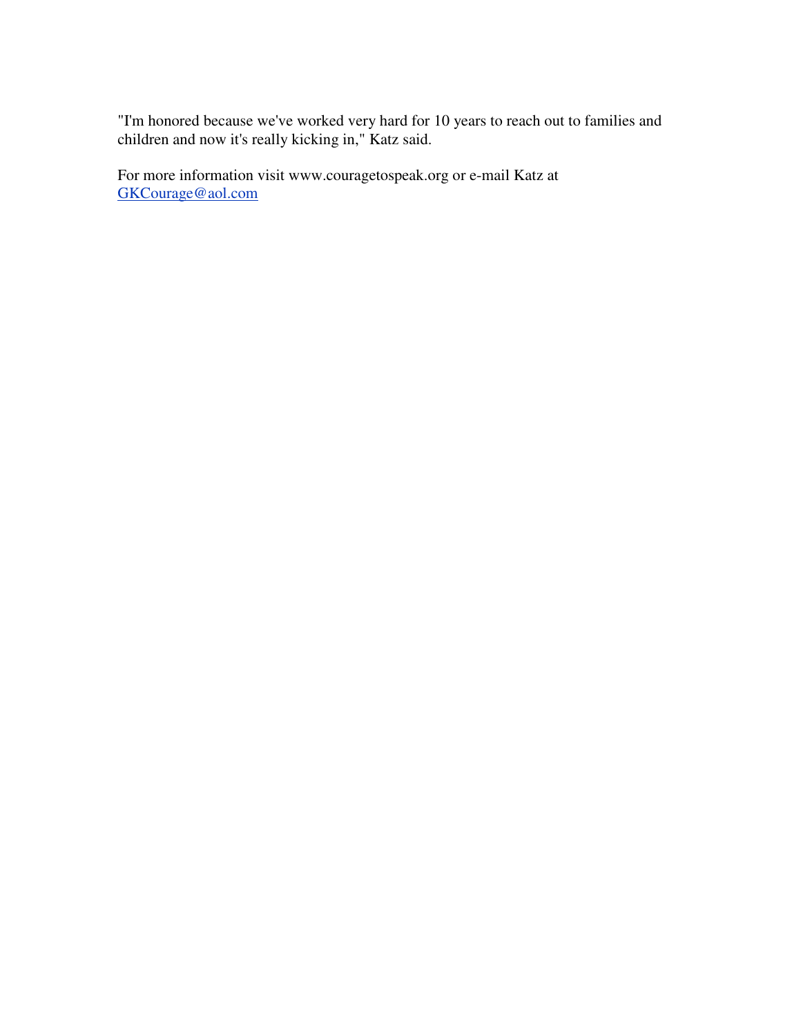"I'm honored because we've worked very hard for 10 years to reach out to families and children and now it's really kicking in," Katz said.

For more information visit www.couragetospeak.org or e-mail Katz at GKCourage@aol.com